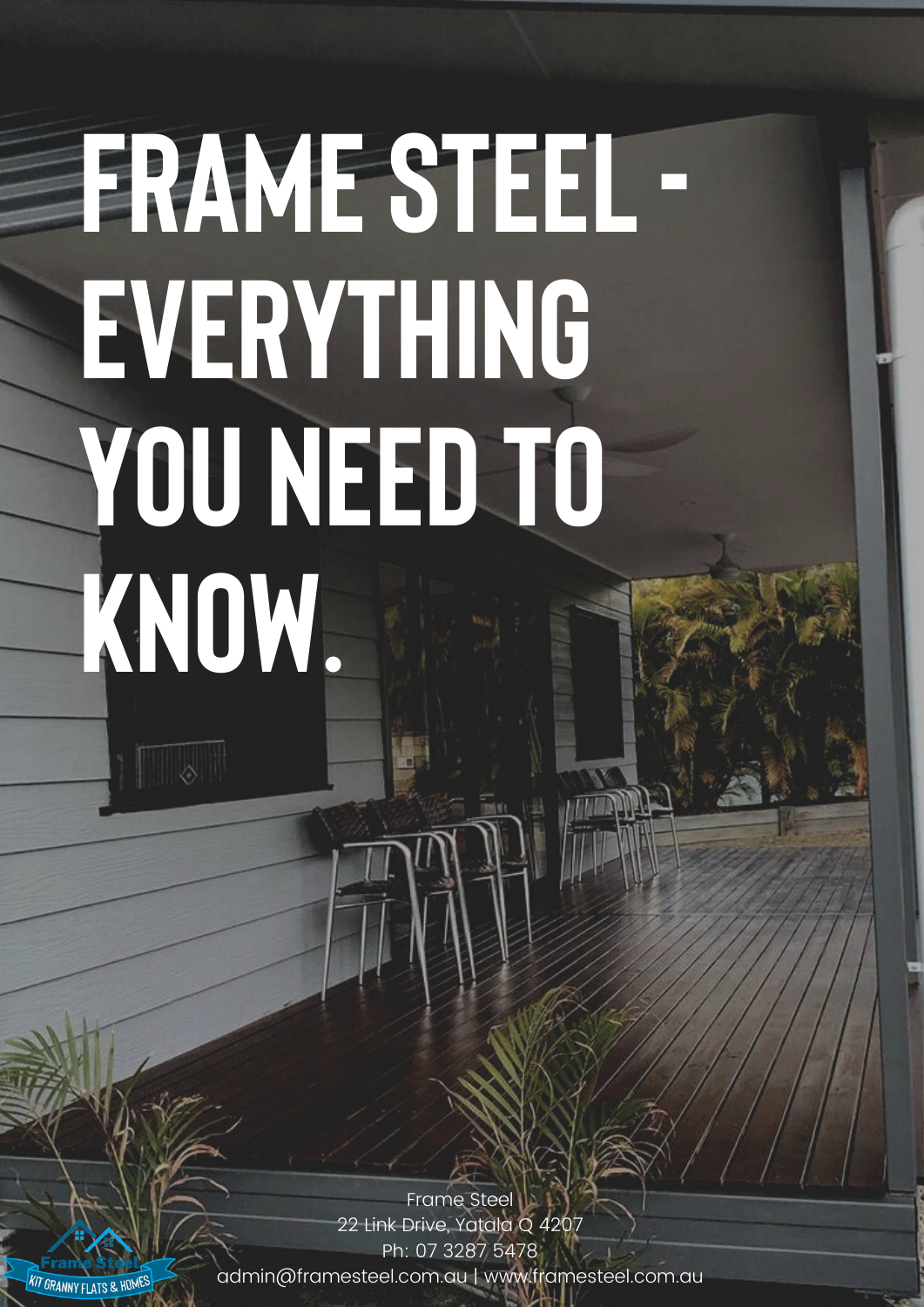# FRAME STEEL - EVERYTHING YOU NEED TO KNOW.

Frame Steel
22 Link Drive, Yatala Q 4207
Ph: 07 3287 5478
admin@framesteel.com.au | www.framesteel.com.au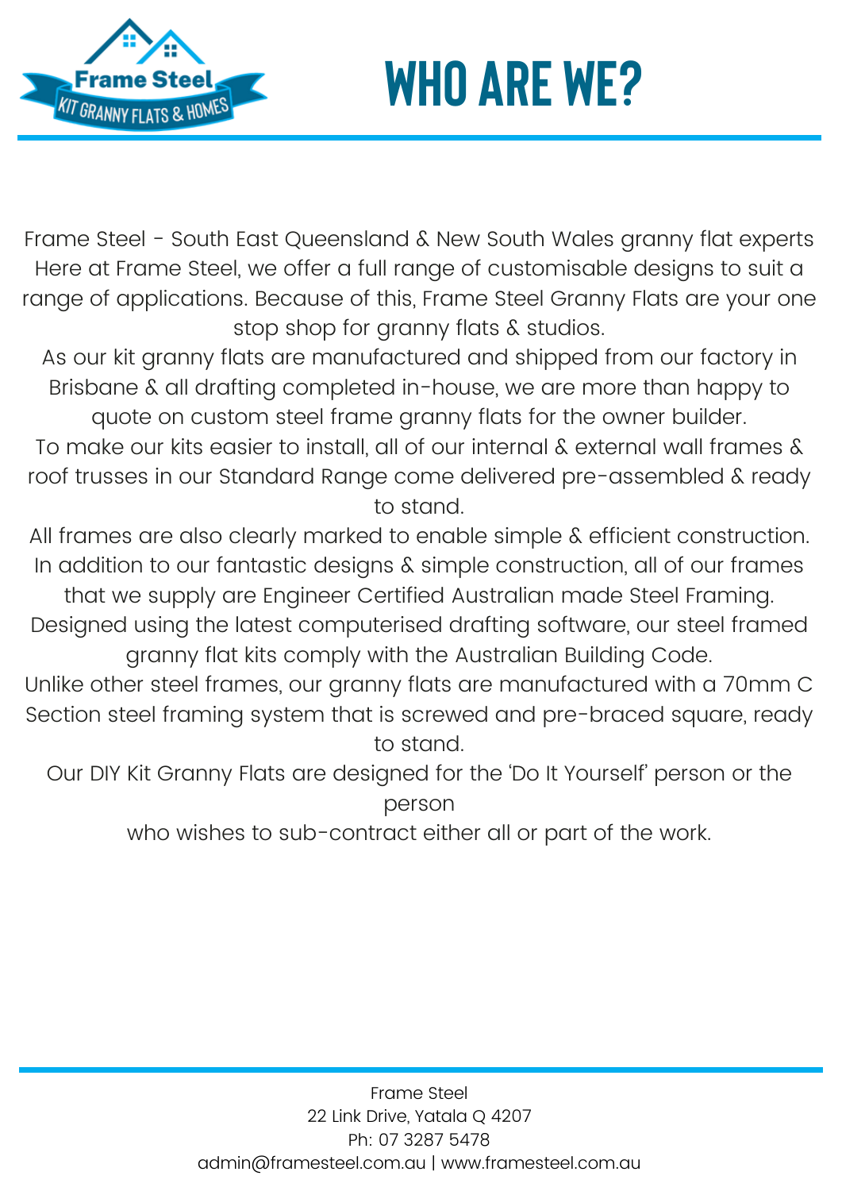# WHO ARE WE?

Frame Steel - South East Queensland & New South Wales granny flat experts
Here at Frame Steel, we offer a full range of customisable designs to suit a range of applications. Because of this, Frame Steel Granny Flats are your one stop shop for granny flats & studios.
As our kit granny flats are manufactured and shipped from our factory in Brisbane & all drafting completed in-house, we are more than happy to quote on custom steel frame granny flats for the owner builder.
To make our kits easier to install, all of our internal & external wall frames & roof trusses in our Standard Range come delivered pre-assembled & ready to stand.
All frames are also clearly marked to enable simple & efficient construction.
In addition to our fantastic designs & simple construction, all of our frames that we supply are Engineer Certified Australian made Steel Framing.
Designed using the latest computerised drafting software, our steel framed granny flat kits comply with the Australian Building Code.
Unlike other steel frames, our granny flats are manufactured with a 70mm C Section steel framing system that is screwed and pre-braced square, ready to stand.
Our DIY Kit Granny Flats are designed for the 'Do It Yourself' person or the person
who wishes to sub-contract either all or part of the work.

Frame Steel
22 Link Drive, Yatala Q 4207
Ph: 07 3287 5478
admin@framesteel.com.au | www.framesteel.com.au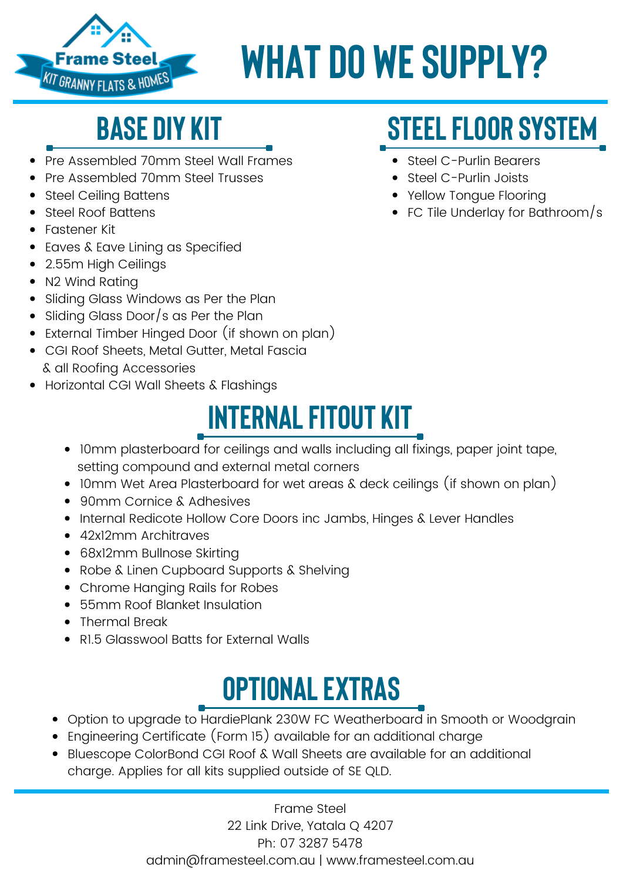Frame Steel
KIT GRANNY FLATS & HOMES

# WHAT DO WE SUPPLY?

## BASE DIY KIT

- Pre Assembled 70mm Steel Wall Frames
- Pre Assembled 70mm Steel Trusses
- Steel Ceiling Battens
- Steel Roof Battens
- Fastener Kit
- Eaves & Eave Lining as Specified
- 2.55m High Ceilings
- N2 Wind Rating
- Sliding Glass Windows as Per the Plan
- Sliding Glass Door/s as Per the Plan
- External Timber Hinged Door (if shown on plan)
- CGI Roof Sheets, Metal Gutter, Metal Fascia & all Roofing Accessories
- Horizontal CGI Wall Sheets & Flashings

## STEEL FLOOR SYSTEM

- Steel C-Purlin Bearers
- Steel C-Purlin Joists
- Yellow Tongue Flooring
- FC Tile Underlay for Bathroom/s

## INTERNAL FITOUT KIT

- 10mm plasterboard for ceilings and walls including all fixings, paper joint tape, setting compound and external metal corners
- 10mm Wet Area Plasterboard for wet areas & deck ceilings (if shown on plan)
- 90mm Cornice & Adhesives
- Internal Redicote Hollow Core Doors inc Jambs, Hinges & Lever Handles
- 42x12mm Architraves
- 68x12mm Bullnose Skirting
- Robe & Linen Cupboard Supports & Shelving
- Chrome Hanging Rails for Robes
- 55mm Roof Blanket Insulation
- Thermal Break
- R1.5 Glasswool Batts for External Walls

## OPTIONAL EXTRAS

- Option to upgrade to HardiePlank 230W FC Weatherboard in Smooth or Woodgrain
- Engineering Certificate (Form 15) available for an additional charge
- Bluescope ColorBond CGI Roof & Wall Sheets are available for an additional charge. Applies for all kits supplied outside of SE QLD.

Frame Steel
22 Link Drive, Yatala Q 4207
Ph: 07 3287 5478
admin@framesteel.com.au | www.framesteel.com.au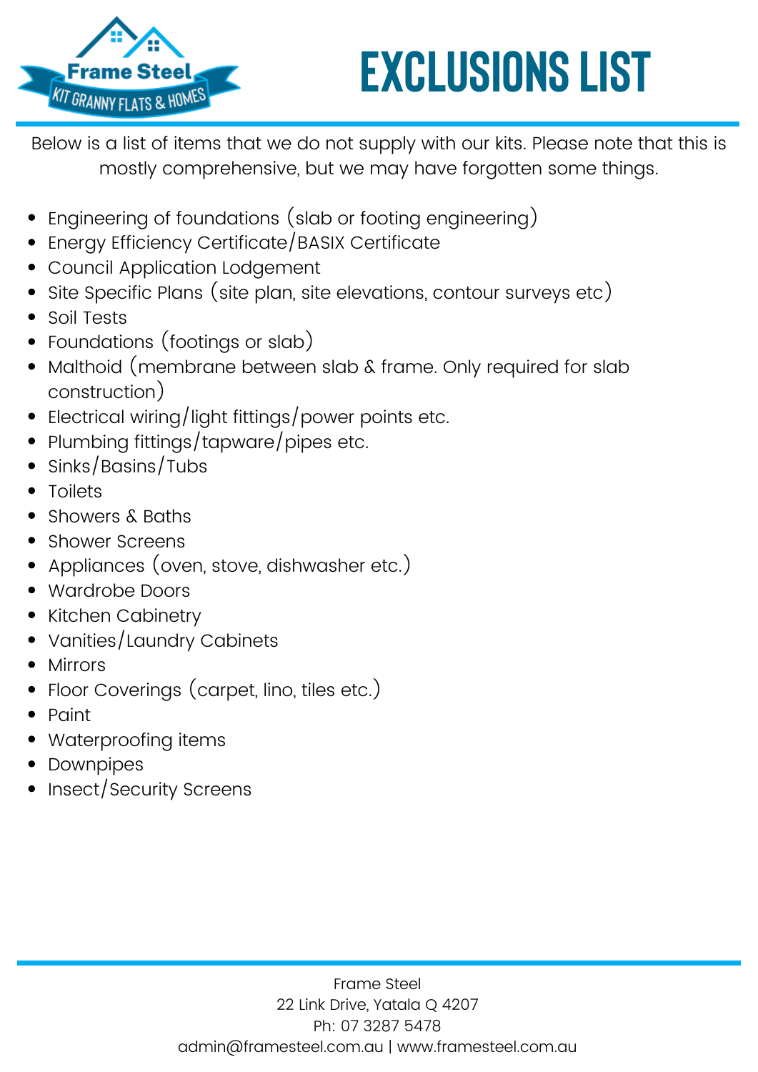# EXCLUSIONS LIST

Below is a list of items that we do not supply with our kits. Please note that this is mostly comprehensive, but we may have forgotten some things.

- Engineering of foundations (slab or footing engineering)
- Energy Efficiency Certificate/BASIX Certificate
- Council Application Lodgement
- Site Specific Plans (site plan, site elevations, contour surveys etc)
- Soil Tests
- Foundations (footings or slab)
- Malthoid (membrane between slab & frame. Only required for slab construction)
- Electrical wiring/light fittings/power points etc.
- Plumbing fittings/tapware/pipes etc.
- Sinks/Basins/Tubs
- Toilets
- Showers & Baths
- Shower Screens
- Appliances (oven, stove, dishwasher etc.)
- Wardrobe Doors
- Kitchen Cabinetry
- Vanities/Laundry Cabinets
- Mirrors
- Floor Coverings (carpet, lino, tiles etc.)
- Paint
- Waterproofing items
- Downpipes
- Insect/Security Screens

Frame Steel
22 Link Drive, Yatala Q 4207
Ph: 07 3287 5478
admin@framesteel.com.au | www.framesteel.com.au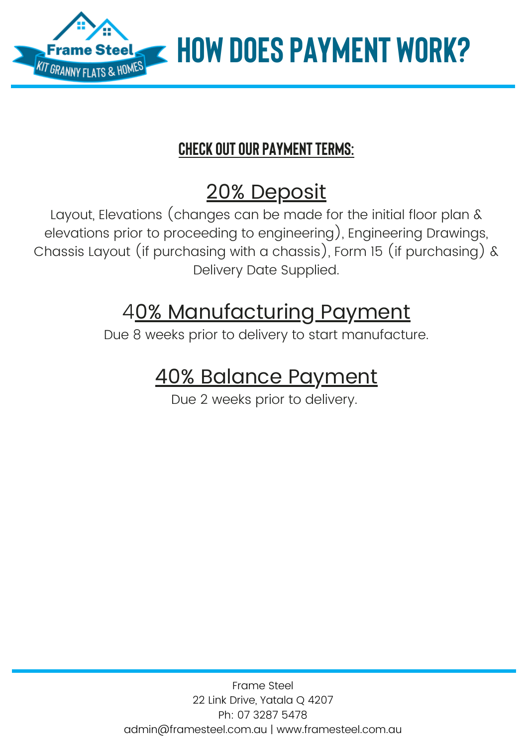# HOW DOES PAYMENT WORK?

## CHECK OUT OUR PAYMENT TERMS:

### 20% Deposit

Layout, Elevations (changes can be made for the initial floor plan & elevations prior to proceeding to engineering), Engineering Drawings, Chassis Layout (if purchasing with a chassis), Form 15 (if purchasing) & Delivery Date Supplied.

### 40% Manufacturing Payment

Due 8 weeks prior to delivery to start manufacture.

### 40% Balance Payment

Due 2 weeks prior to delivery.

Frame Steel
22 Link Drive, Yatala Q 4207
Ph: 07 3287 5478
admin@framesteel.com.au | www.framesteel.com.au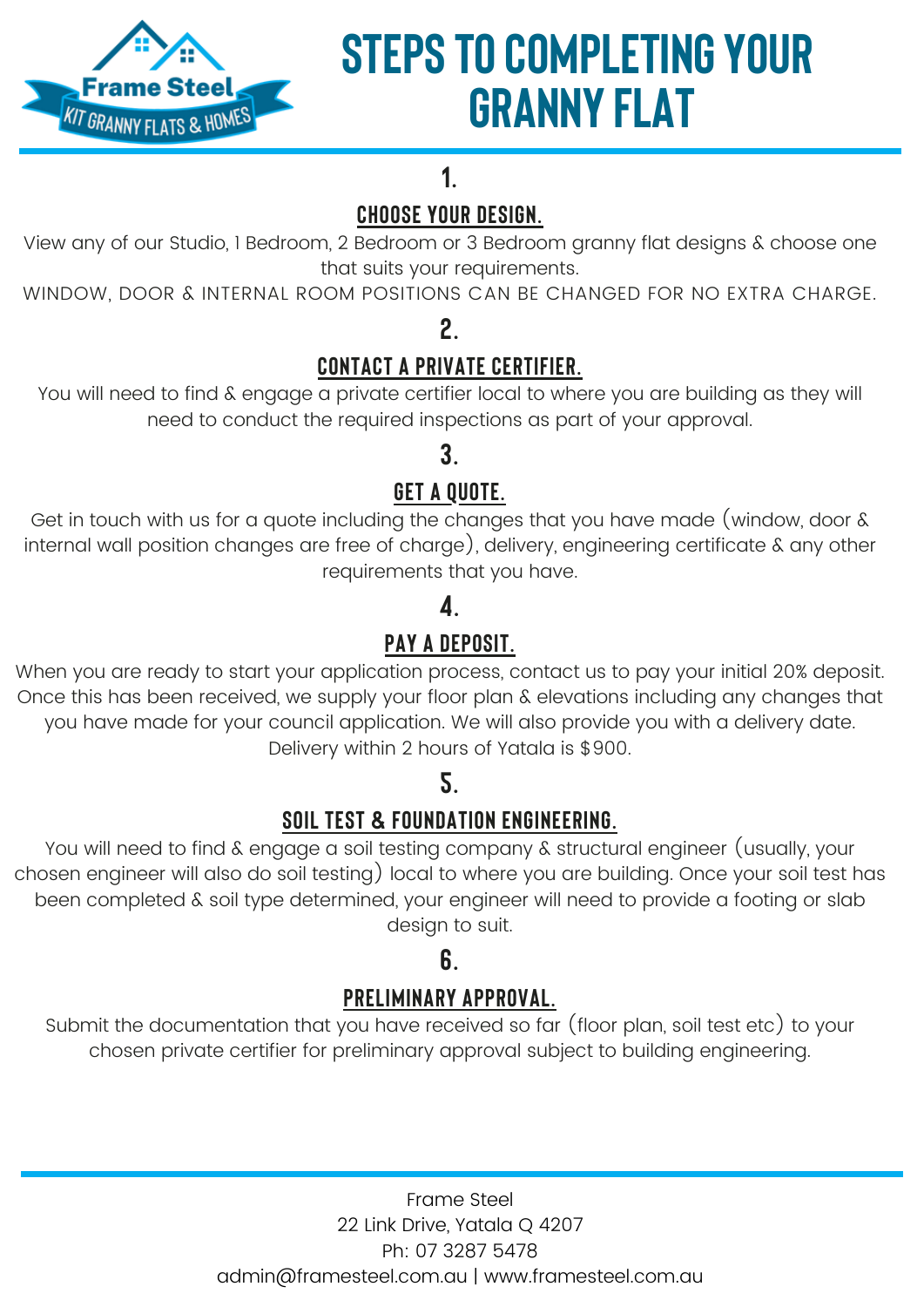Frame Steel
KIT GRANNY FLATS & HOMES

# STEPS TO COMPLETING YOUR GRANNY FLAT

## 1.

### CHOOSE YOUR DESIGN.

View any of our Studio, 1 Bedroom, 2 Bedroom or 3 Bedroom granny flat designs & choose one that suits your requirements.

WINDOW, DOOR & INTERNAL ROOM POSITIONS CAN BE CHANGED FOR NO EXTRA CHARGE.

## 2.

### CONTACT A PRIVATE CERTIFIER.

You will need to find & engage a private certifier local to where you are building as they will need to conduct the required inspections as part of your approval.

## 3.

### GET A QUOTE.

Get in touch with us for a quote including the changes that you have made (window, door & internal wall position changes are free of charge), delivery, engineering certificate & any other requirements that you have.

## 4.

### PAY A DEPOSIT.

When you are ready to start your application process, contact us to pay your initial 20% deposit. Once this has been received, we supply your floor plan & elevations including any changes that you have made for your council application. We will also provide you with a delivery date. Delivery within 2 hours of Yatala is $900.

## 5.

### SOIL TEST & FOUNDATION ENGINEERING.

You will need to find & engage a soil testing company & structural engineer (usually, your chosen engineer will also do soil testing) local to where you are building. Once your soil test has been completed & soil type determined, your engineer will need to provide a footing or slab design to suit.

## 6.

### PRELIMINARY APPROVAL.

Submit the documentation that you have received so far (floor plan, soil test etc) to your chosen private certifier for preliminary approval subject to building engineering.

Frame Steel
22 Link Drive, Yatala Q 4207
Ph: 07 3287 5478
admin@framesteel.com.au | www.framesteel.com.au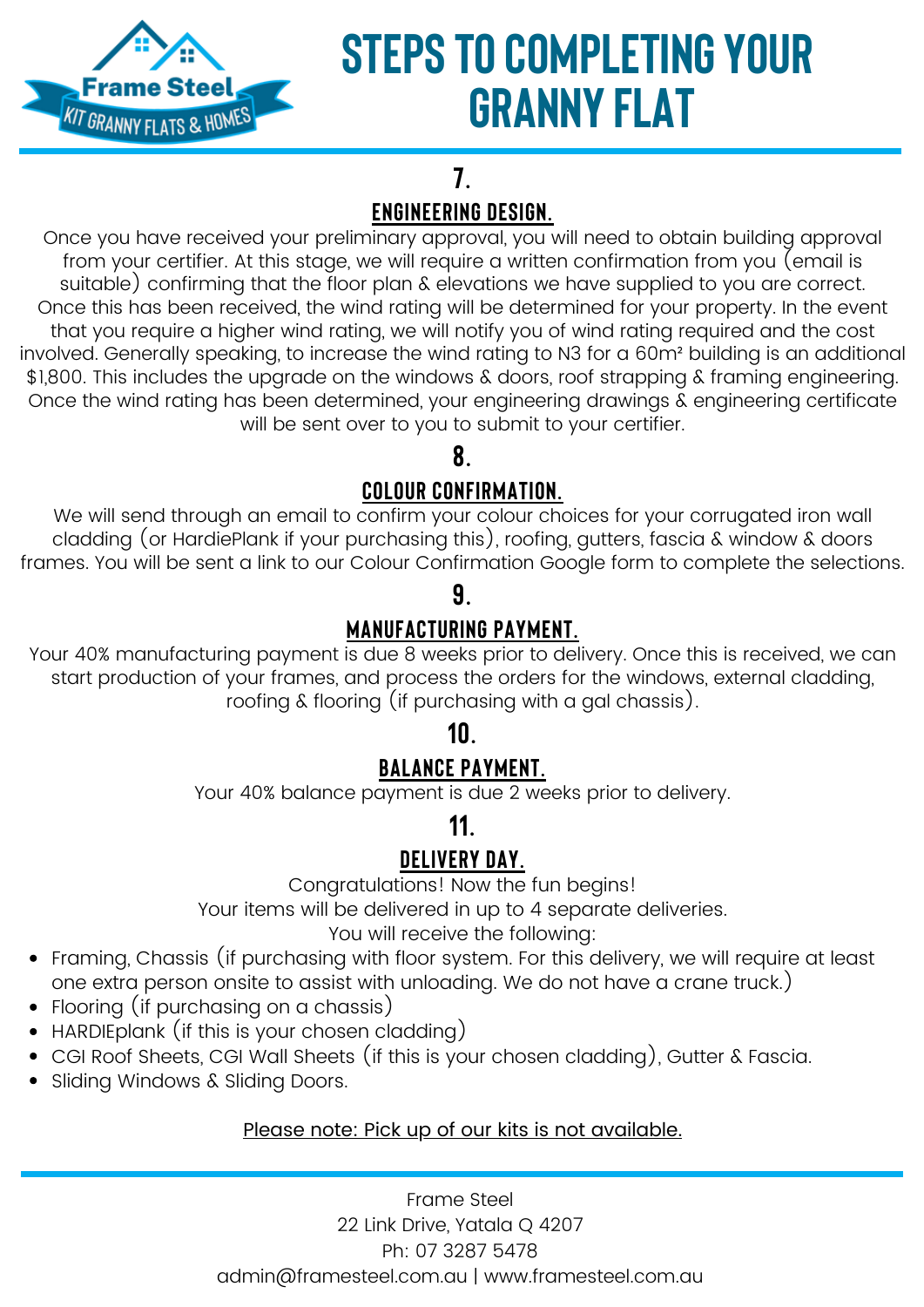# STEPS TO COMPLETING YOUR GRANNY FLAT

## 7.

### ENGINEERING DESIGN.

Once you have received your preliminary approval, you will need to obtain building approval from your certifier. At this stage, we will require a written confirmation from you (email is suitable) confirming that the floor plan & elevations we have supplied to you are correct. Once this has been received, the wind rating will be determined for your property. In the event that you require a higher wind rating, we will notify you of wind rating required and the cost involved. Generally speaking, to increase the wind rating to N3 for a 60m² building is an additional $1,800. This includes the upgrade on the windows & doors, roof strapping & framing engineering. Once the wind rating has been determined, your engineering drawings & engineering certificate will be sent over to you to submit to your certifier.

## 8.

### COLOUR CONFIRMATION.

We will send through an email to confirm your colour choices for your corrugated iron wall cladding (or HardiePlank if your purchasing this), roofing, gutters, fascia & window & doors frames. You will be sent a link to our Colour Confirmation Google form to complete the selections.

## 9.

### MANUFACTURING PAYMENT.

Your 40% manufacturing payment is due 8 weeks prior to delivery. Once this is received, we can start production of your frames, and process the orders for the windows, external cladding, roofing & flooring (if purchasing with a gal chassis).

## 10.

### BALANCE PAYMENT.

Your 40% balance payment is due 2 weeks prior to delivery.

## 11.

### DELIVERY DAY.

Congratulations! Now the fun begins!
Your items will be delivered in up to 4 separate deliveries.
You will receive the following:

- Framing, Chassis (if purchasing with floor system. For this delivery, we will require at least one extra person onsite to assist with unloading. We do not have a crane truck.)
- Flooring (if purchasing on a chassis)
- HARDIEplank (if this is your chosen cladding)
- CGI Roof Sheets, CGI Wall Sheets (if this is your chosen cladding), Gutter & Fascia.
- Sliding Windows & Sliding Doors.

Please note: Pick up of our kits is not available.

Frame Steel
22 Link Drive, Yatala Q 4207
Ph: 07 3287 5478
admin@framesteel.com.au | www.framesteel.com.au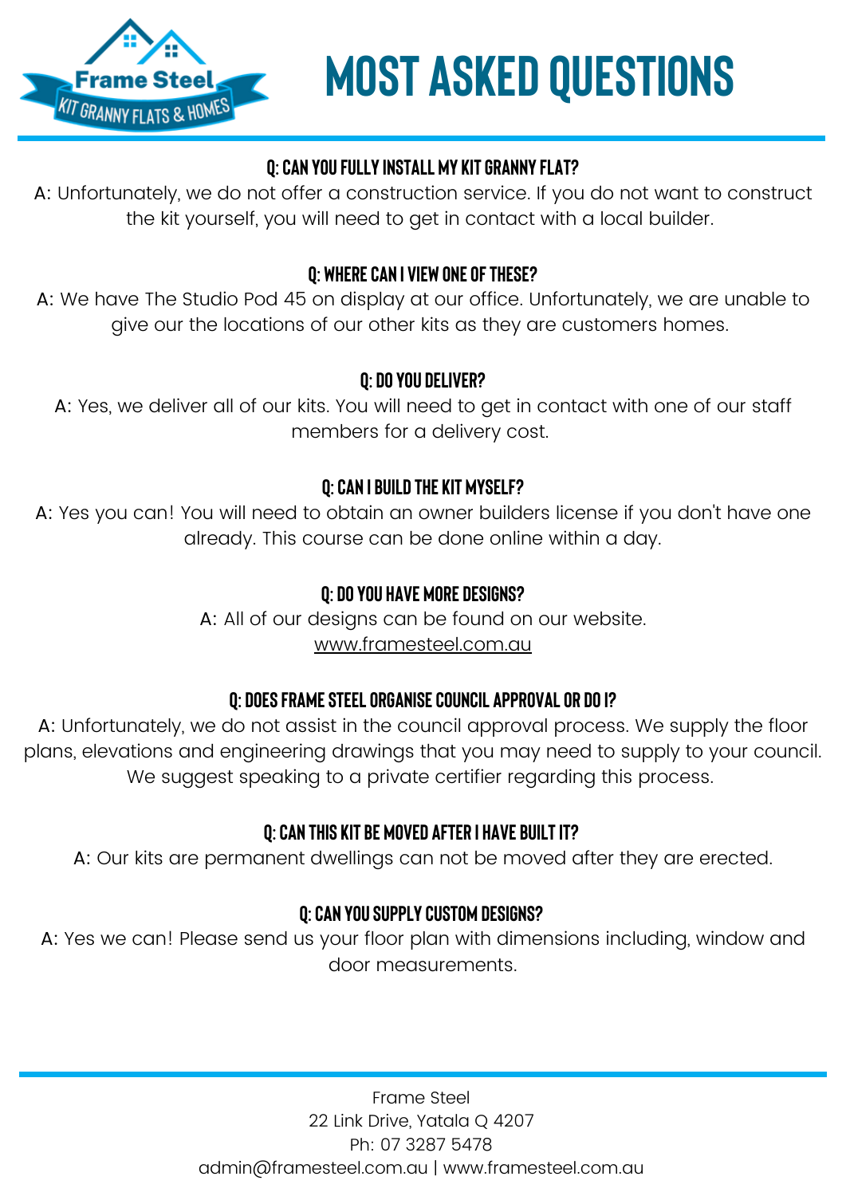Frame Steel
KIT GRANNY FLATS & HOMES

# MOST ASKED QUESTIONS

### Q: CAN YOU FULLY INSTALL MY KIT GRANNY FLAT?

A: Unfortunately, we do not offer a construction service. If you do not want to construct the kit yourself, you will need to get in contact with a local builder.

### Q: WHERE CAN I VIEW ONE OF THESE?

A: We have The Studio Pod 45 on display at our office. Unfortunately, we are unable to give our the locations of our other kits as they are customers homes.

### Q: DO YOU DELIVER?

A: Yes, we deliver all of our kits. You will need to get in contact with one of our staff members for a delivery cost.

### Q: CAN I BUILD THE KIT MYSELF?

A: Yes you can! You will need to obtain an owner builders license if you don't have one already. This course can be done online within a day.

### Q: DO YOU HAVE MORE DESIGNS?

A: All of our designs can be found on our website.
www.framesteel.com.au

### Q: DOES FRAME STEEL ORGANISE COUNCIL APPROVAL OR DO I?

A: Unfortunately, we do not assist in the council approval process. We supply the floor plans, elevations and engineering drawings that you may need to supply to your council. We suggest speaking to a private certifier regarding this process.

### Q: CAN THIS KIT BE MOVED AFTER I HAVE BUILT IT?

A: Our kits are permanent dwellings can not be moved after they are erected.

### Q: CAN YOU SUPPLY CUSTOM DESIGNS?

A: Yes we can! Please send us your floor plan with dimensions including, window and door measurements.

---

Frame Steel
22 Link Drive, Yatala Q 4207
Ph: 07 3287 5478
admin@framesteel.com.au | www.framesteel.com.au